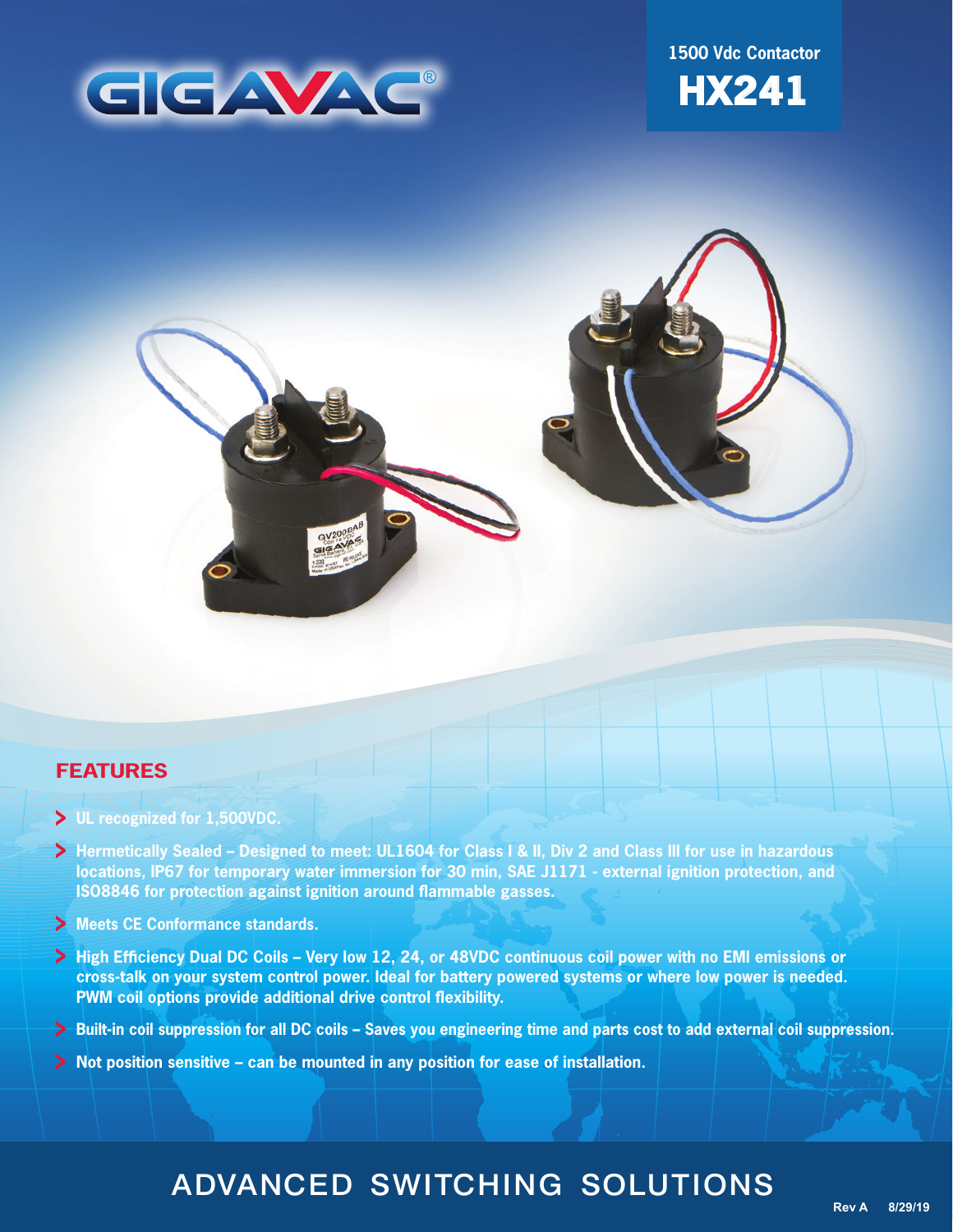GIGAVAC®

1500 Vdc Contactor

# HX241

## FEATURES

- UL recognized for 1,500VDC.
- Hermetically Sealed – Designed to meet: UL1604 for Class I & II, Div 2 and Class III for use in hazardous locations, IP67 for temporary water immersion for 30 min, SAE J1171 - external ignition protection, and ISO8846 for protection against ignition around flammable gasses.
- Meets CE Conformance standards.
- High Efficiency Dual DC Coils – Very low 12, 24, or 48VDC continuous coil power with no EMI emissions or cross-talk on your system control power. Ideal for battery powered systems or where low power is needed. PWM coil options provide additional drive control flexibility.
- Built-in coil suppression for all DC coils – Saves you engineering time and parts cost to add external coil suppression.
- Not position sensitive – can be mounted in any position for ease of installation.

ADVANCED SWITCHING SOLUTIONS

Rev A 8/29/19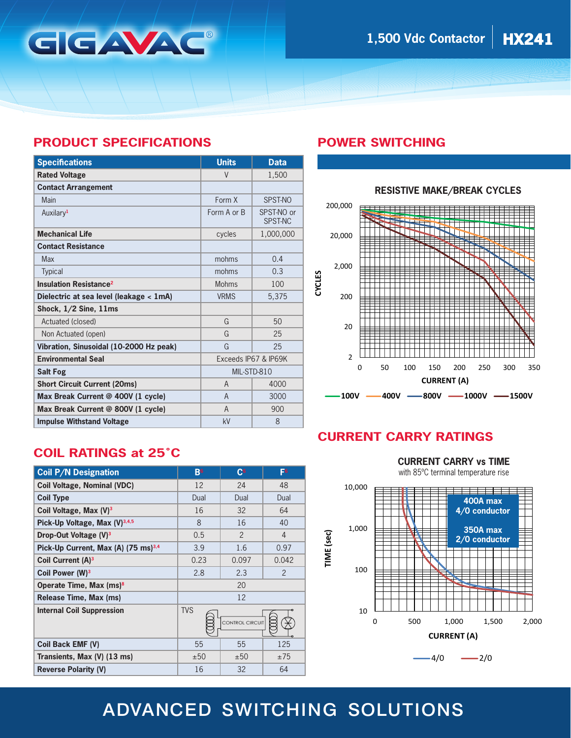# 1,500 Vdc Contactor | HX241

## PRODUCT SPECIFICATIONS

| Specifications | Units | Data |
|---|---|---|
| **Rated Voltage** | V | 1,500 |
| **Contact Arrangement** | | |
| Main | Form X | SPST-NO |
| Auxilary[1] | Form A or B | SPST-NO or SPST-NC |
| **Mechanical Life** | cycles | 1,000,000 |
| **Contact Resistance** | | |
| Max | mohms | 0.4 |
| Typical | mohms | 0.3 |
| **Insulation Resistance**[2] | Mohms | 100 |
| **Dielectric at sea level (leakage < 1mA)** | VRMS | 5,375 |
| **Shock, 1/2 Sine, 11ms** | | |
| Actuated (closed) | G | 50 |
| Non Actuated (open) | G | 25 |
| **Vibration, Sinusoidal (10-2000 Hz peak)** | G | 25 |
| **Environmental Seal** | Exceeds IP67 & IP69K | |
| **Salt Fog** | MIL-STD-810 | |
| **Short Circuit Current (20ms)** | A | 4000 |
| **Max Break Current @ 400V (1 cycle)** | A | 3000 |
| **Max Break Current @ 800V (1 cycle)** | A | 900 |
| **Impulse Withstand Voltage** | kV | 8 |

## COIL RATINGS at 25˚C

| Coil P/N Designation | B[6] | C[6] | F[6] |
|---|---|---|---|
| **Coil Voltage, Nominal (VDC)** | 12 | 24 | 48 |
| **Coil Type** | Dual | Dual | Dual |
| **Coil Voltage, Max (V)**[3] | 16 | 32 | 64 |
| **Pick-Up Voltage, Max (V)**[3,4,5] | 8 | 16 | 40 |
| **Drop-Out Voltage (V)**[3] | 0.5 | 2 | 4 |
| **Pick-Up Current, Max (A) (75 ms)**[3,4] | 3.9 | 1.6 | 0.97 |
| **Coil Current (A)**[3] | 0.23 | 0.097 | 0.042 |
| **Coil Power (W)**[3] | 2.8 | 2.3 | 2 |
| **Operate Time, Max (ms)**[8] | 20 | | |
| **Release Time, Max (ms)** | 12 | | |
| **Internal Coil Suppression** | TVS (CONTROL CIRCUIT) | | |
| **Coil Back EMF (V)** | 55 | 55 | 125 |
| **Transients, Max (V) (13 ms)** | ±50 | ±50 | ±75 |
| **Reverse Polarity (V)** | 16 | 32 | 64 |

## POWER SWITCHING

**RESISTIVE MAKE/BREAK CYCLES**

(Chart: CYCLES (2 to 200,000, log scale) vs CURRENT (A) (0 to 350); curves for 100V, 400V, 800V, 1000V, 1500V)

## CURRENT CARRY RATINGS

**CURRENT CARRY vs TIME**

with 85ºC terminal temperature rise

(Chart: TIME (sec) (10 to 10,000, log scale) vs CURRENT (A) (0 to 2,000); curves for 4/0 and 2/0)

400A max 4/0 conductor

350A max 2/0 conductor

ADVANCED SWITCHING SOLUTIONS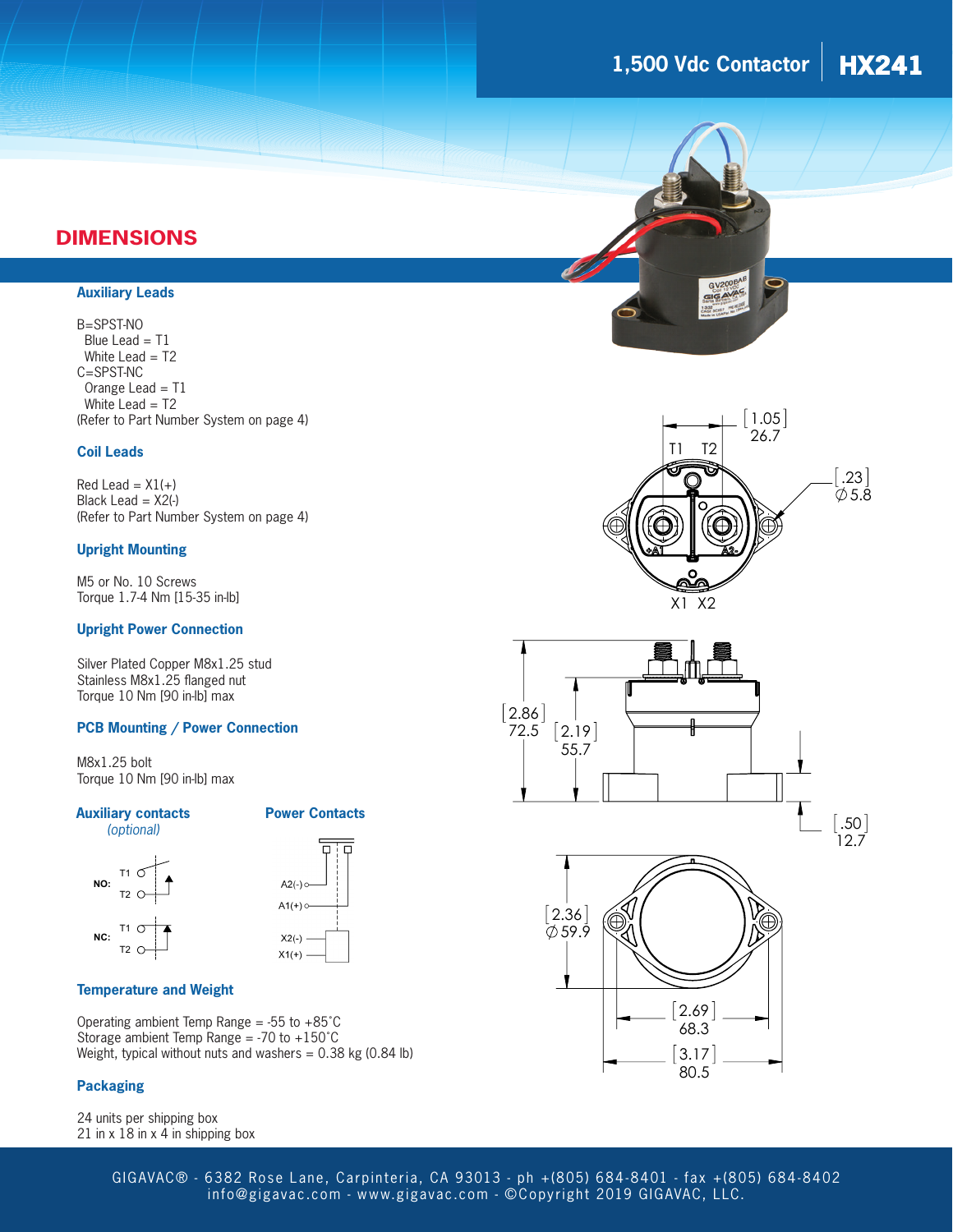## DIMENSIONS

### Auxiliary Leads

B=SPST-NO
  Blue Lead = T1
  White Lead = T2
C=SPST-NC
  Orange Lead = T1
  White Lead = T2
(Refer to Part Number System on page 4)

### Coil Leads

Red Lead = X1(+)
Black Lead = X2(-)
(Refer to Part Number System on page 4)

### Upright Mounting

M5 or No. 10 Screws
Torque 1.7-4 Nm [15-35 in-lb]

### Upright Power Connection

Silver Plated Copper M8x1.25 stud
Stainless M8x1.25 flanged nut
Torque 10 Nm [90 in-lb] max

### PCB Mounting / Power Connection

M8x1.25 bolt
Torque 10 Nm [90 in-lb] max

### Auxiliary contacts *(optional)*

NO: T1, T2

NC: T1, T2

### Power Contacts

A2(-), A1(+), X2(-), X1(+)

### Temperature and Weight

Operating ambient Temp Range = -55 to +85˚C
Storage ambient Temp Range = -70 to +150˚C
Weight, typical without nuts and washers = 0.38 kg (0.84 lb)

### Packaging

24 units per shipping box
21 in x 18 in x 4 in shipping box

T1 T2 [1.05] 26.7

[.23] ∅5.8

X1 X2

[2.86] 72.5

[2.19] 55.7

[.50] 12.7

[2.36] ∅59.9

[2.69] 68.3

[3.17] 80.5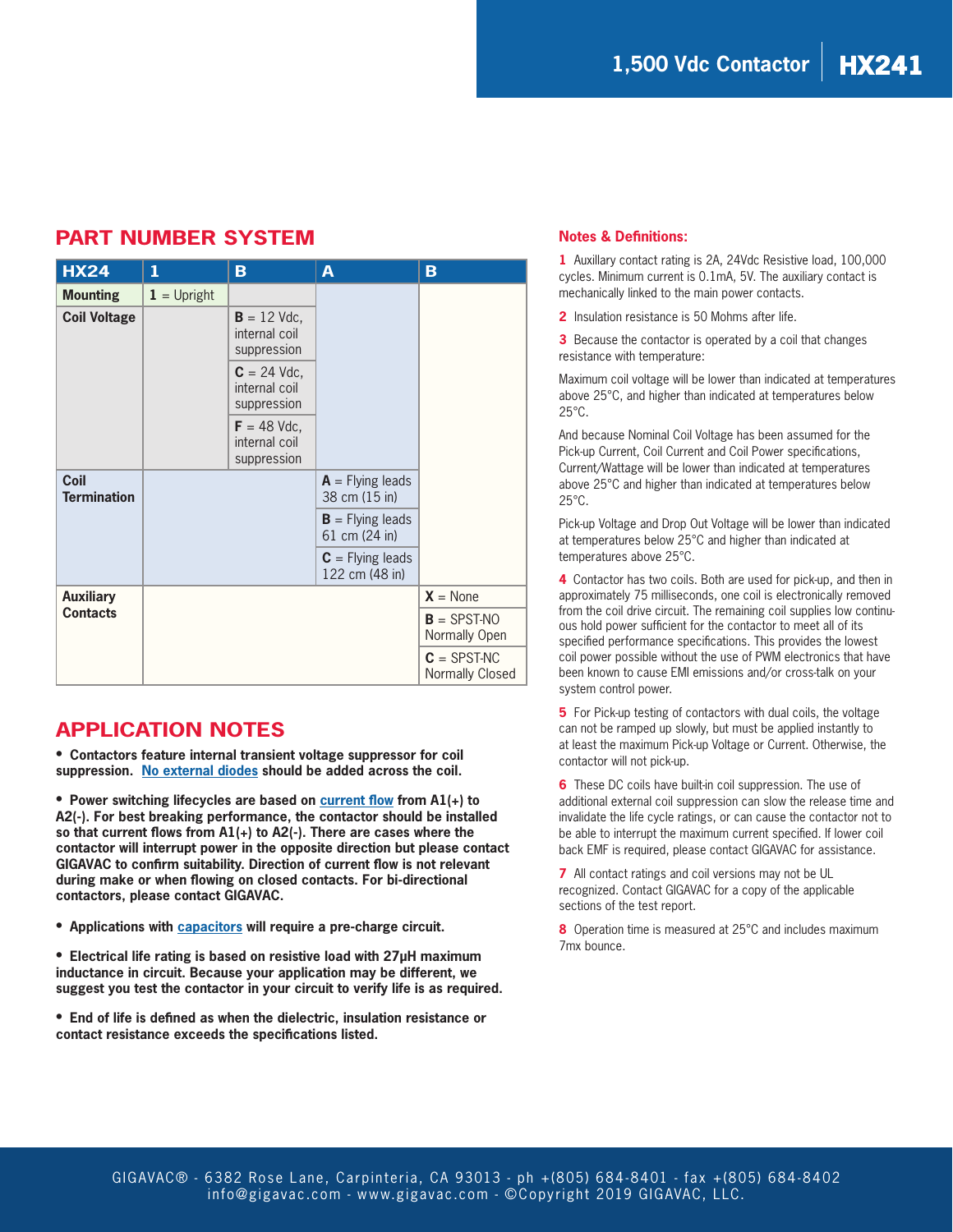## PART NUMBER SYSTEM

| HX24 | 1 | B | A | B |
|---|---|---|---|---|
| **Mounting** | **1** = Upright | | | |
| **Coil Voltage** | | **B** = 12 Vdc, internal coil suppression<br>**C** = 24 Vdc, internal coil suppression<br>**F** = 48 Vdc, internal coil suppression | | |
| **Coil Termination** | | | **A** = Flying leads 38 cm (15 in)<br>**B** = Flying leads 61 cm (24 in)<br>**C** = Flying leads 122 cm (48 in) | |
| **Auxiliary Contacts** | | | | **X** = None<br>**B** = SPST-NO Normally Open<br>**C** = SPST-NC Normally Closed |

## APPLICATION NOTES

- **Contactors feature internal transient voltage suppressor for coil suppression. No external diodes should be added across the coil.**
- **Power switching lifecycles are based on current flow from A1(+) to A2(-). For best breaking performance, the contactor should be installed so that current flows from A1(+) to A2(-). There are cases where the contactor will interrupt power in the opposite direction but please contact GIGAVAC to confirm suitability. Direction of current flow is not relevant during make or when flowing on closed contacts. For bi-directional contactors, please contact GIGAVAC.**
- **Applications with capacitors will require a pre-charge circuit.**
- **Electrical life rating is based on resistive load with 27μH maximum inductance in circuit. Because your application may be different, we suggest you test the contactor in your circuit to verify life is as required.**
- **End of life is defined as when the dielectric, insulation resistance or contact resistance exceeds the specifications listed.**

### Notes & Definitions:

**1** Auxillary contact rating is 2A, 24Vdc Resistive load, 100,000 cycles. Minimum current is 0.1mA, 5V. The auxiliary contact is mechanically linked to the main power contacts.

**2** Insulation resistance is 50 Mohms after life.

**3** Because the contactor is operated by a coil that changes resistance with temperature:

Maximum coil voltage will be lower than indicated at temperatures above 25°C, and higher than indicated at temperatures below 25°C.

And because Nominal Coil Voltage has been assumed for the Pick-up Current, Coil Current and Coil Power specifications, Current/Wattage will be lower than indicated at temperatures above 25°C and higher than indicated at temperatures below 25°C.

Pick-up Voltage and Drop Out Voltage will be lower than indicated at temperatures below 25°C and higher than indicated at temperatures above 25°C.

**4** Contactor has two coils. Both are used for pick-up, and then in approximately 75 milliseconds, one coil is electronically removed from the coil drive circuit. The remaining coil supplies low continuous hold power sufficient for the contactor to meet all of its specified performance specifications. This provides the lowest coil power possible without the use of PWM electronics that have been known to cause EMI emissions and/or cross-talk on your system control power.

**5** For Pick-up testing of contactors with dual coils, the voltage can not be ramped up slowly, but must be applied instantly to at least the maximum Pick-up Voltage or Current. Otherwise, the contactor will not pick-up.

**6** These DC coils have built-in coil suppression. The use of additional external coil suppression can slow the release time and invalidate the life cycle ratings, or can cause the contactor not to be able to interrupt the maximum current specified. If lower coil back EMF is required, please contact GIGAVAC for assistance.

**7** All contact ratings and coil versions may not be UL recognized. Contact GIGAVAC for a copy of the applicable sections of the test report.

**8** Operation time is measured at 25°C and includes maximum 7mx bounce.

GIGAVAC® - 6382 Rose Lane, Carpinteria, CA 93013 - ph +(805) 684-8401 - fax +(805) 684-8402
info@gigavac.com - www.gigavac.com - ©Copyright 2019 GIGAVAC, LLC.